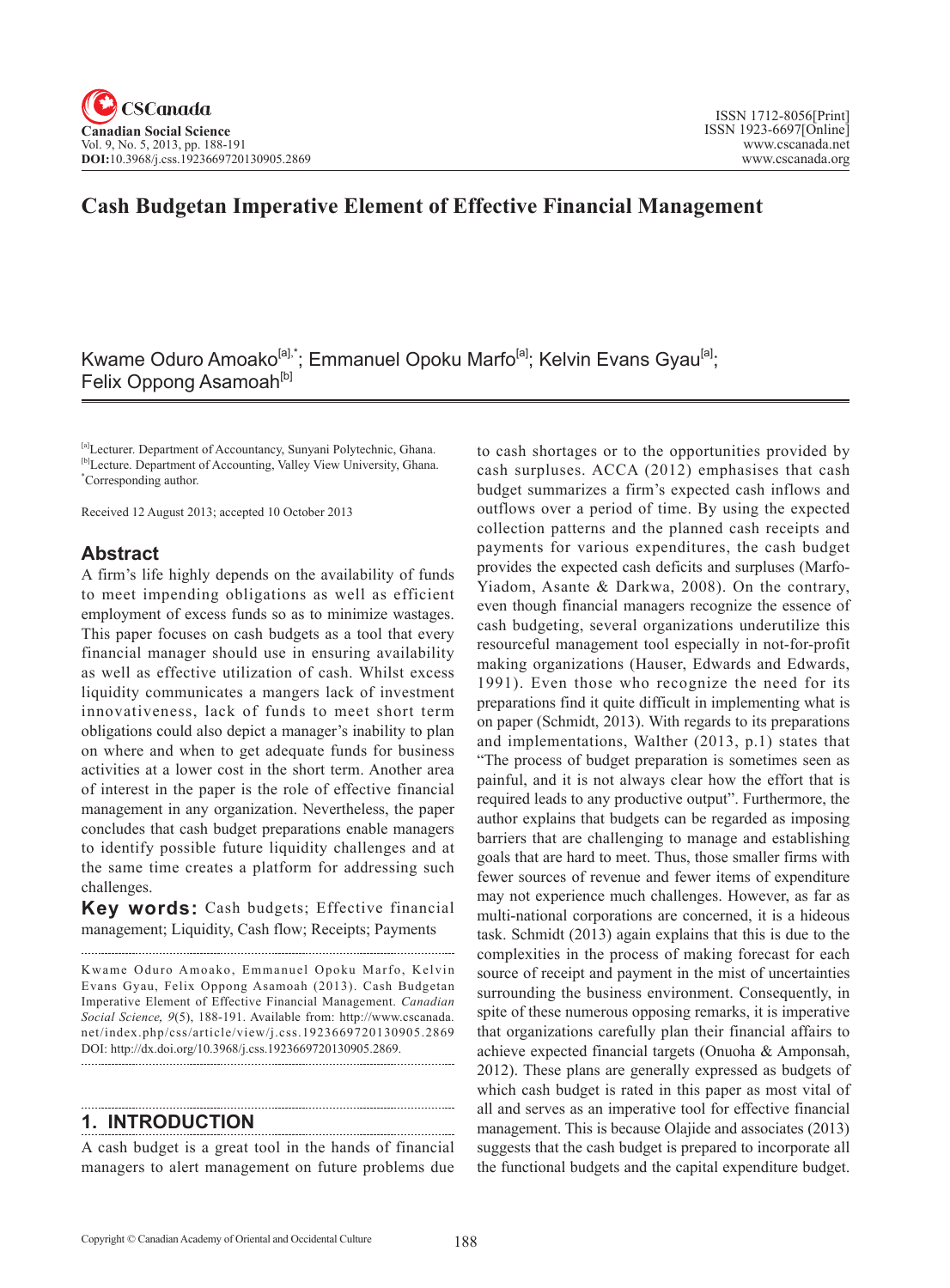# Cash Budgetan Imperative Element of Effective Financial Management

Kwame Oduro Amoako[a],*; Emmanuel Opoku Marfo[a]; Kelvin Evans Gyau[a]; Felix Oppong Asamoah[b]

[a]Lecturer. Department of Accountancy, Sunyani Polytechnic, Ghana.
[b]Lecture. Department of Accounting, Valley View University, Ghana.
*Corresponding author.

Received 12 August 2013; accepted 10 October 2013

## Abstract

A firm's life highly depends on the availability of funds to meet impending obligations as well as efficient employment of excess funds so as to minimize wastages. This paper focuses on cash budgets as a tool that every financial manager should use in ensuring availability as well as effective utilization of cash. Whilst excess liquidity communicates a mangers lack of investment innovativeness, lack of funds to meet short term obligations could also depict a manager's inability to plan on where and when to get adequate funds for business activities at a lower cost in the short term. Another area of interest in the paper is the role of effective financial management in any organization. Nevertheless, the paper concludes that cash budget preparations enable managers to identify possible future liquidity challenges and at the same time creates a platform for addressing such challenges.

**Key words:** Cash budgets; Effective financial management; Liquidity, Cash flow; Receipts; Payments

Kwame Oduro Amoako, Emmanuel Opoku Marfo, Kelvin Evans Gyau, Felix Oppong Asamoah (2013). Cash Budgetan Imperative Element of Effective Financial Management. *Canadian Social Science, 9*(5), 188-191. Available from: http://www.cscanada.net/index.php/css/article/view/j.css.1923669720130905.2869 DOI: http://dx.doi.org/10.3968/j.css.1923669720130905.2869.

## 1. INTRODUCTION

A cash budget is a great tool in the hands of financial managers to alert management on future problems due to cash shortages or to the opportunities provided by cash surpluses. ACCA (2012) emphasises that cash budget summarizes a firm's expected cash inflows and outflows over a period of time. By using the expected collection patterns and the planned cash receipts and payments for various expenditures, the cash budget provides the expected cash deficits and surpluses (Marfo-Yiadom, Asante & Darkwa, 2008). On the contrary, even though financial managers recognize the essence of cash budgeting, several organizations underutilize this resourceful management tool especially in not-for-profit making organizations (Hauser, Edwards and Edwards, 1991). Even those who recognize the need for its preparations find it quite difficult in implementing what is on paper (Schmidt, 2013). With regards to its preparations and implementations, Walther (2013, p.1) states that "The process of budget preparation is sometimes seen as painful, and it is not always clear how the effort that is required leads to any productive output". Furthermore, the author explains that budgets can be regarded as imposing barriers that are challenging to manage and establishing goals that are hard to meet. Thus, those smaller firms with fewer sources of revenue and fewer items of expenditure may not experience much challenges. However, as far as multi-national corporations are concerned, it is a hideous task. Schmidt (2013) again explains that this is due to the complexities in the process of making forecast for each source of receipt and payment in the mist of uncertainties surrounding the business environment. Consequently, in spite of these numerous opposing remarks, it is imperative that organizations carefully plan their financial affairs to achieve expected financial targets (Onuoha & Amponsah, 2012). These plans are generally expressed as budgets of which cash budget is rated in this paper as most vital of all and serves as an imperative tool for effective financial management. This is because Olajide and associates (2013) suggests that the cash budget is prepared to incorporate all the functional budgets and the capital expenditure budget.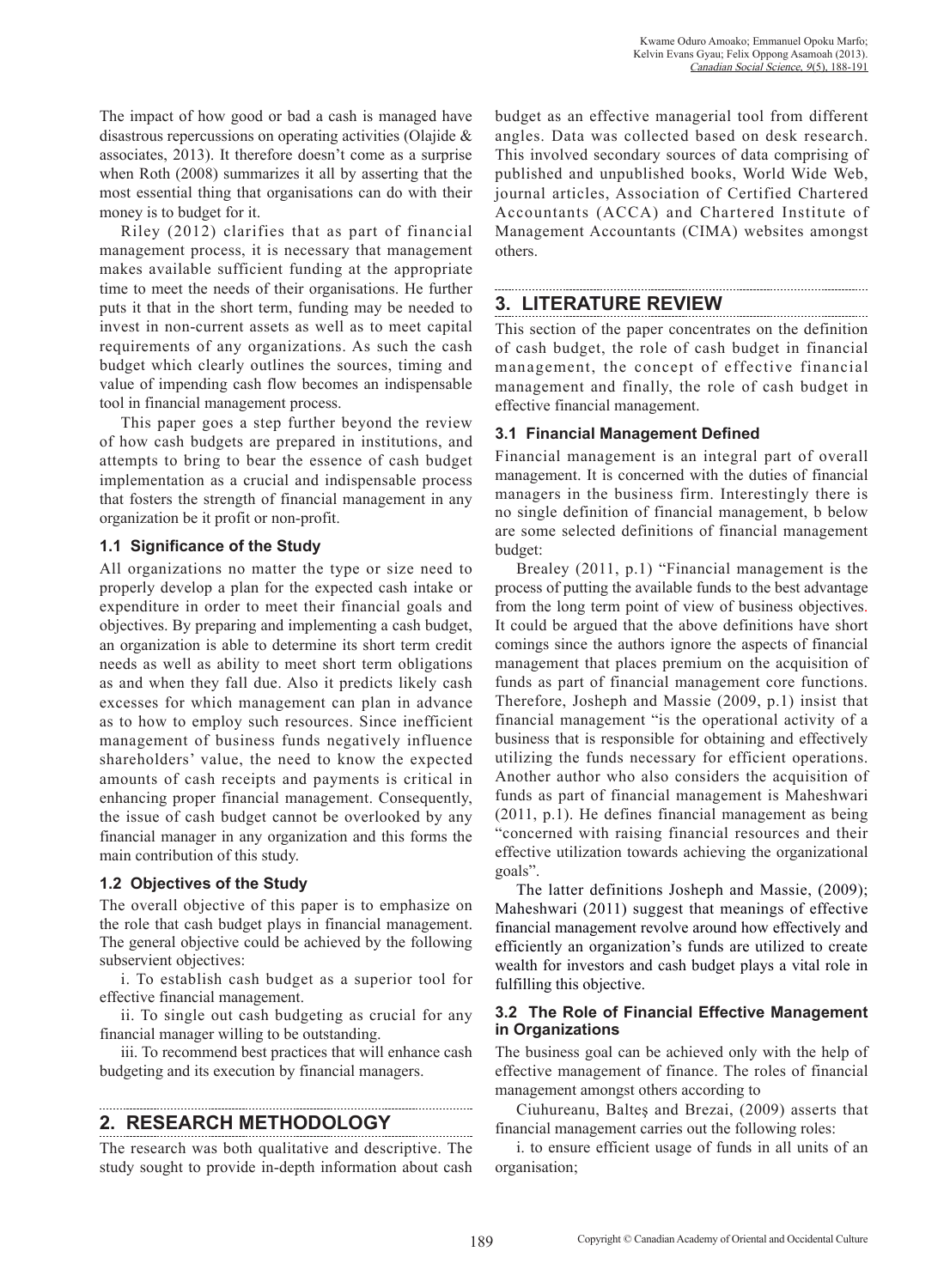The impact of how good or bad a cash is managed have disastrous repercussions on operating activities (Olajide & associates, 2013). It therefore doesn't come as a surprise when Roth (2008) summarizes it all by asserting that the most essential thing that organisations can do with their money is to budget for it.

Riley (2012) clarifies that as part of financial management process, it is necessary that management makes available sufficient funding at the appropriate time to meet the needs of their organisations. He further puts it that in the short term, funding may be needed to invest in non-current assets as well as to meet capital requirements of any organizations. As such the cash budget which clearly outlines the sources, timing and value of impending cash flow becomes an indispensable tool in financial management process.

This paper goes a step further beyond the review of how cash budgets are prepared in institutions, and attempts to bring to bear the essence of cash budget implementation as a crucial and indispensable process that fosters the strength of financial management in any organization be it profit or non-profit.

### 1.1 Significance of the Study

All organizations no matter the type or size need to properly develop a plan for the expected cash intake or expenditure in order to meet their financial goals and objectives. By preparing and implementing a cash budget, an organization is able to determine its short term credit needs as well as ability to meet short term obligations as and when they fall due. Also it predicts likely cash excesses for which management can plan in advance as to how to employ such resources. Since inefficient management of business funds negatively influence shareholders' value, the need to know the expected amounts of cash receipts and payments is critical in enhancing proper financial management. Consequently, the issue of cash budget cannot be overlooked by any financial manager in any organization and this forms the main contribution of this study.

### 1.2 Objectives of the Study

The overall objective of this paper is to emphasize on the role that cash budget plays in financial management. The general objective could be achieved by the following subservient objectives:

i. To establish cash budget as a superior tool for effective financial management.

ii. To single out cash budgeting as crucial for any financial manager willing to be outstanding.

iii. To recommend best practices that will enhance cash budgeting and its execution by financial managers.

## 2. RESEARCH METHODOLOGY

The research was both qualitative and descriptive. The study sought to provide in-depth information about cash budget as an effective managerial tool from different angles. Data was collected based on desk research. This involved secondary sources of data comprising of published and unpublished books, World Wide Web, journal articles, Association of Certified Chartered Accountants (ACCA) and Chartered Institute of Management Accountants (CIMA) websites amongst others.

## 3. LITERATURE REVIEW

This section of the paper concentrates on the definition of cash budget, the role of cash budget in financial management, the concept of effective financial management and finally, the role of cash budget in effective financial management.

### 3.1 Financial Management Defined

Financial management is an integral part of overall management. It is concerned with the duties of financial managers in the business firm. Interestingly there is no single definition of financial management, b below are some selected definitions of financial management budget:

Brealey (2011, p.1) "Financial management is the process of putting the available funds to the best advantage from the long term point of view of business objectives. It could be argued that the above definitions have short comings since the authors ignore the aspects of financial management that places premium on the acquisition of funds as part of financial management core functions. Therefore, Josheph and Massie (2009, p.1) insist that financial management "is the operational activity of a business that is responsible for obtaining and effectively utilizing the funds necessary for efficient operations. Another author who also considers the acquisition of funds as part of financial management is Maheshwari (2011, p.1). He defines financial management as being "concerned with raising financial resources and their effective utilization towards achieving the organizational goals".

The latter definitions Josheph and Massie, (2009); Maheshwari (2011) suggest that meanings of effective financial management revolve around how effectively and efficiently an organization's funds are utilized to create wealth for investors and cash budget plays a vital role in fulfilling this objective.

### 3.2 The Role of Financial Effective Management in Organizations

The business goal can be achieved only with the help of effective management of finance. The roles of financial management amongst others according to

Ciuhureanu, Balteş and Brezai, (2009) asserts that financial management carries out the following roles:

i. to ensure efficient usage of funds in all units of an organisation;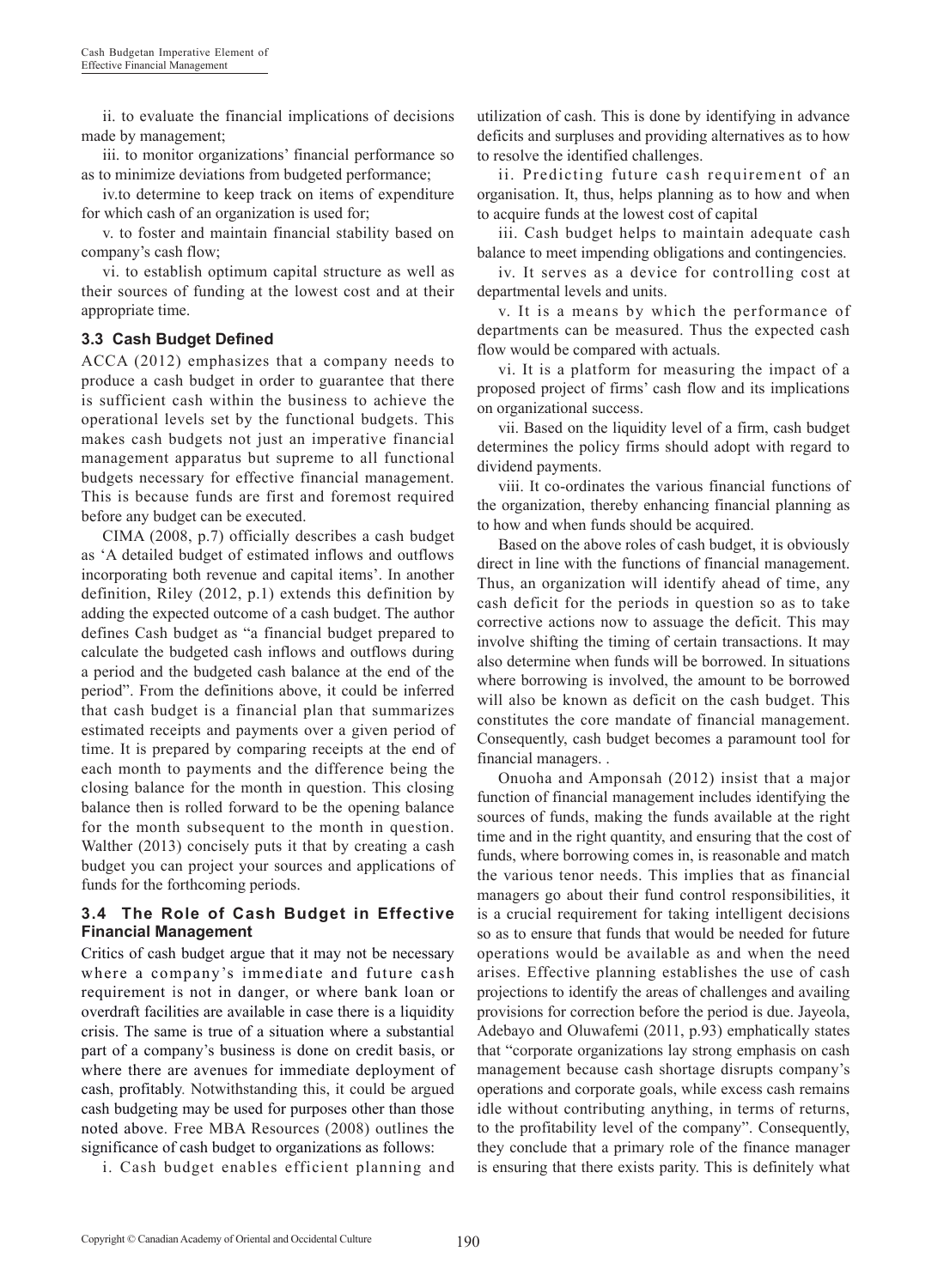ii. to evaluate the financial implications of decisions made by management;

iii. to monitor organizations' financial performance so as to minimize deviations from budgeted performance;

iv.to determine to keep track on items of expenditure for which cash of an organization is used for;

v. to foster and maintain financial stability based on company's cash flow;

vi. to establish optimum capital structure as well as their sources of funding at the lowest cost and at their appropriate time.

### 3.3 Cash Budget Defined

ACCA (2012) emphasizes that a company needs to produce a cash budget in order to guarantee that there is sufficient cash within the business to achieve the operational levels set by the functional budgets. This makes cash budgets not just an imperative financial management apparatus but supreme to all functional budgets necessary for effective financial management. This is because funds are first and foremost required before any budget can be executed.

CIMA (2008, p.7) officially describes a cash budget as 'A detailed budget of estimated inflows and outflows incorporating both revenue and capital items'. In another definition, Riley (2012, p.1) extends this definition by adding the expected outcome of a cash budget. The author defines Cash budget as "a financial budget prepared to calculate the budgeted cash inflows and outflows during a period and the budgeted cash balance at the end of the period". From the definitions above, it could be inferred that cash budget is a financial plan that summarizes estimated receipts and payments over a given period of time. It is prepared by comparing receipts at the end of each month to payments and the difference being the closing balance for the month in question. This closing balance then is rolled forward to be the opening balance for the month subsequent to the month in question. Walther (2013) concisely puts it that by creating a cash budget you can project your sources and applications of funds for the forthcoming periods.

### 3.4 The Role of Cash Budget in Effective Financial Management

Critics of cash budget argue that it may not be necessary where a company's immediate and future cash requirement is not in danger, or where bank loan or overdraft facilities are available in case there is a liquidity crisis. The same is true of a situation where a substantial part of a company's business is done on credit basis, or where there are avenues for immediate deployment of cash, profitably. Notwithstanding this, it could be argued cash budgeting may be used for purposes other than those noted above. Free MBA Resources (2008) outlines the significance of cash budget to organizations as follows:

i. Cash budget enables efficient planning and utilization of cash. This is done by identifying in advance deficits and surpluses and providing alternatives as to how to resolve the identified challenges.

ii. Predicting future cash requirement of an organisation. It, thus, helps planning as to how and when to acquire funds at the lowest cost of capital

iii. Cash budget helps to maintain adequate cash balance to meet impending obligations and contingencies.

iv. It serves as a device for controlling cost at departmental levels and units.

v. It is a means by which the performance of departments can be measured. Thus the expected cash flow would be compared with actuals.

vi. It is a platform for measuring the impact of a proposed project of firms' cash flow and its implications on organizational success.

vii. Based on the liquidity level of a firm, cash budget determines the policy firms should adopt with regard to dividend payments.

viii. It co-ordinates the various financial functions of the organization, thereby enhancing financial planning as to how and when funds should be acquired.

Based on the above roles of cash budget, it is obviously direct in line with the functions of financial management. Thus, an organization will identify ahead of time, any cash deficit for the periods in question so as to take corrective actions now to assuage the deficit. This may involve shifting the timing of certain transactions. It may also determine when funds will be borrowed. In situations where borrowing is involved, the amount to be borrowed will also be known as deficit on the cash budget. This constitutes the core mandate of financial management. Consequently, cash budget becomes a paramount tool for financial managers. .

Onuoha and Amponsah (2012) insist that a major function of financial management includes identifying the sources of funds, making the funds available at the right time and in the right quantity, and ensuring that the cost of funds, where borrowing comes in, is reasonable and match the various tenor needs. This implies that as financial managers go about their fund control responsibilities, it is a crucial requirement for taking intelligent decisions so as to ensure that funds that would be needed for future operations would be available as and when the need arises. Effective planning establishes the use of cash projections to identify the areas of challenges and availing provisions for correction before the period is due. Jayeola, Adebayo and Oluwafemi (2011, p.93) emphatically states that "corporate organizations lay strong emphasis on cash management because cash shortage disrupts company's operations and corporate goals, while excess cash remains idle without contributing anything, in terms of returns, to the profitability level of the company". Consequently, they conclude that a primary role of the finance manager is ensuring that there exists parity. This is definitely what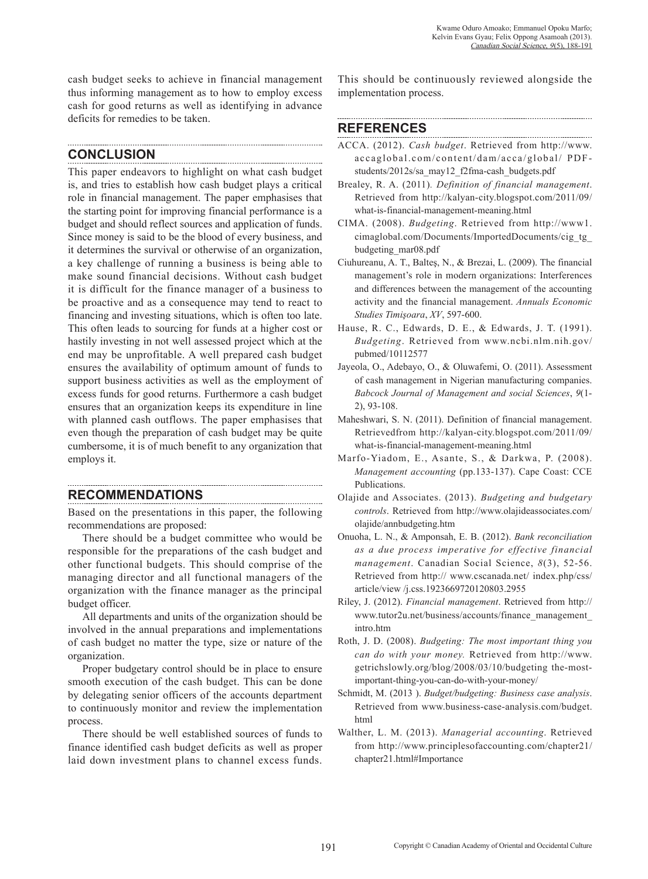cash budget seeks to achieve in financial management thus informing management as to how to employ excess cash for good returns as well as identifying in advance deficits for remedies to be taken.

## CONCLUSION

This paper endeavors to highlight on what cash budget is, and tries to establish how cash budget plays a critical role in financial management. The paper emphasises that the starting point for improving financial performance is a budget and should reflect sources and application of funds. Since money is said to be the blood of every business, and it determines the survival or otherwise of an organization, a key challenge of running a business is being able to make sound financial decisions. Without cash budget it is difficult for the finance manager of a business to be proactive and as a consequence may tend to react to financing and investing situations, which is often too late. This often leads to sourcing for funds at a higher cost or hastily investing in not well assessed project which at the end may be unprofitable. A well prepared cash budget ensures the availability of optimum amount of funds to support business activities as well as the employment of excess funds for good returns. Furthermore a cash budget ensures that an organization keeps its expenditure in line with planned cash outflows. The paper emphasises that even though the preparation of cash budget may be quite cumbersome, it is of much benefit to any organization that employs it.

## RECOMMENDATIONS

Based on the presentations in this paper, the following recommendations are proposed:

There should be a budget committee who would be responsible for the preparations of the cash budget and other functional budgets. This should comprise of the managing director and all functional managers of the organization with the finance manager as the principal budget officer.

All departments and units of the organization should be involved in the annual preparations and implementations of cash budget no matter the type, size or nature of the organization.

Proper budgetary control should be in place to ensure smooth execution of the cash budget. This can be done by delegating senior officers of the accounts department to continuously monitor and review the implementation process.

There should be well established sources of funds to finance identified cash budget deficits as well as proper laid down investment plans to channel excess funds. This should be continuously reviewed alongside the implementation process.

## REFERENCES

ACCA. (2012). *Cash budget*. Retrieved from http://www.accaglobal.com/content/dam/acca/global/ PDF-students/2012s/sa_may12_f2fma-cash_budgets.pdf

Brealey, R. A. (2011). *Definition of financial management*. Retrieved from http://kalyan-city.blogspot.com/2011/09/what-is-financial-management-meaning.html

CIMA. (2008). *Budgeting*. Retrieved from http://www1.cimaglobal.com/Documents/ImportedDocuments/cig_tg_budgeting_mar08.pdf

Ciuhureanu, A. T., Balteş, N., & Brezai, L. (2009). The financial management's role in modern organizations: Interferences and differences between the management of the accounting activity and the financial management. *Annuals Economic Studies Timişoara*, *XV*, 597-600.

Hause, R. C., Edwards, D. E., & Edwards, J. T. (1991). *Budgeting*. Retrieved from www.ncbi.nlm.nih.gov/pubmed/10112577

Jayeola, O., Adebayo, O., & Oluwafemi, O. (2011). Assessment of cash management in Nigerian manufacturing companies. *Babcock Journal of Management and social Sciences*, *9*(1-2), 93-108.

Maheshwari, S. N. (2011). Definition of financial management. Retrievedfrom http://kalyan-city.blogspot.com/2011/09/what-is-financial-management-meaning.html

Marfo-Yiadom, E., Asante, S., & Darkwa, P. (2008). *Management accounting* (pp.133-137). Cape Coast: CCE Publications.

Olajide and Associates. (2013). *Budgeting and budgetary controls*. Retrieved from http://www.olajideassociates.com/olajide/annbudgeting.htm

Onuoha, L. N., & Amponsah, E. B. (2012). *Bank reconciliation as a due process imperative for effective financial management*. Canadian Social Science, *8*(3), 52-56. Retrieved from http:// www.cscanada.net/ index.php/css/article/view /j.css.1923669720120803.2955

Riley, J. (2012). *Financial management*. Retrieved from http://www.tutor2u.net/business/accounts/finance_management_intro.htm

Roth, J. D. (2008). *Budgeting: The most important thing you can do with your money.* Retrieved from http://www.getrichslowly.org/blog/2008/03/10/budgeting the-most-important-thing-you-can-do-with-your-money/

Schmidt, M. (2013 ). *Budget/budgeting: Business case analysis*. Retrieved from www.business-case-analysis.com/budget.html

Walther, L. M. (2013). *Managerial accounting*. Retrieved from http://www.principlesofaccounting.com/chapter21/chapter21.html#Importance